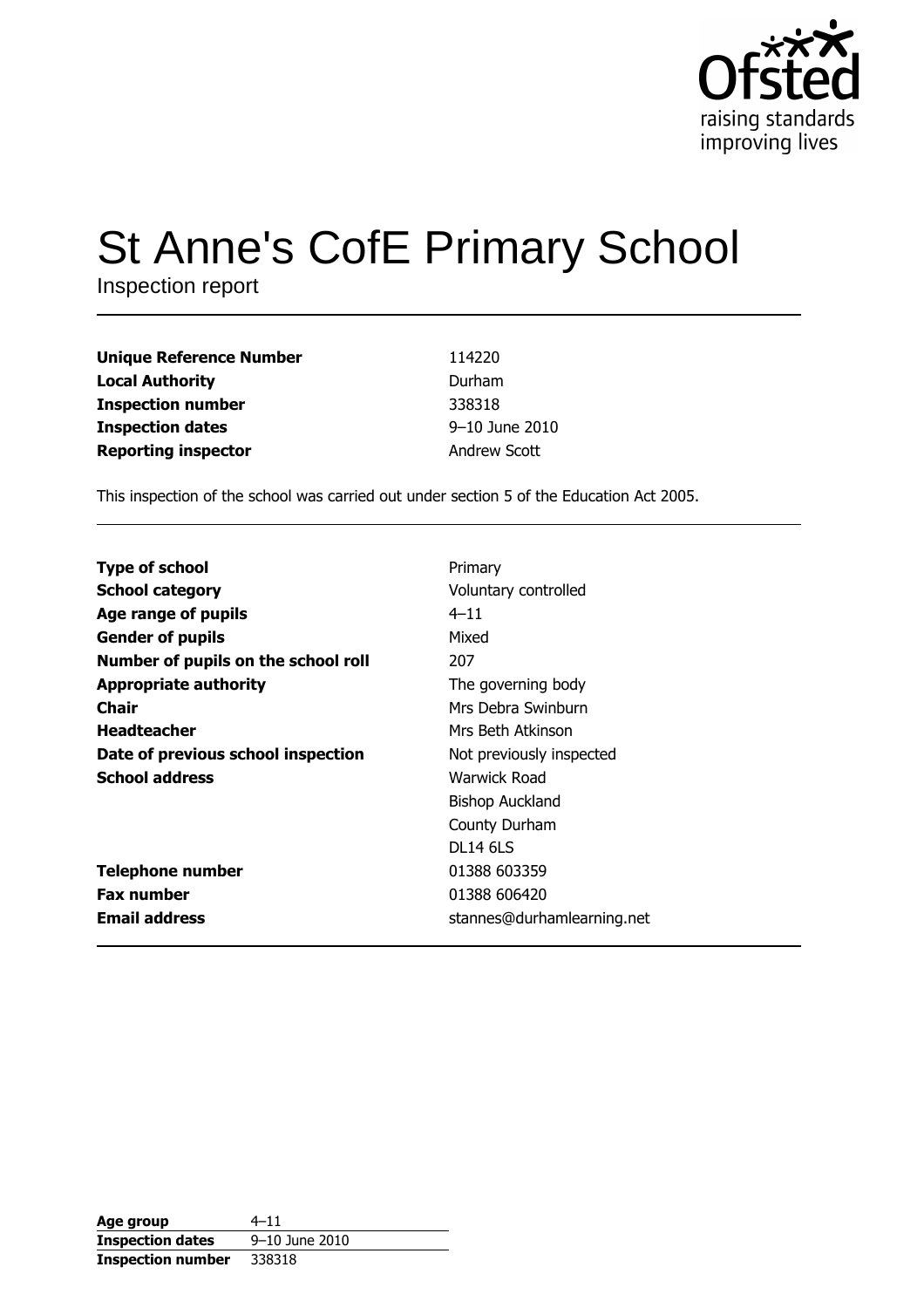Ofsted
raising standards
improving lives

# St Anne's CofE Primary School

Inspection report

| | |
|---|---|
| **Unique Reference Number** | 114220 |
| **Local Authority** | Durham |
| **Inspection number** | 338318 |
| **Inspection dates** | 9–10 June 2010 |
| **Reporting inspector** | Andrew Scott |

This inspection of the school was carried out under section 5 of the Education Act 2005.

| | |
|---|---|
| **Type of school** | Primary |
| **School category** | Voluntary controlled |
| **Age range of pupils** | 4–11 |
| **Gender of pupils** | Mixed |
| **Number of pupils on the school roll** | 207 |
| **Appropriate authority** | The governing body |
| **Chair** | Mrs Debra Swinburn |
| **Headteacher** | Mrs Beth Atkinson |
| **Date of previous school inspection** | Not previously inspected |
| **School address** | Warwick Road<br>Bishop Auckland<br>County Durham<br>DL14 6LS |
| **Telephone number** | 01388 603359 |
| **Fax number** | 01388 606420 |
| **Email address** | stannes@durhamlearning.net |

| | |
|---|---|
| **Age group** | 4–11 |
| **Inspection dates** | 9–10 June 2010 |
| **Inspection number** | 338318 |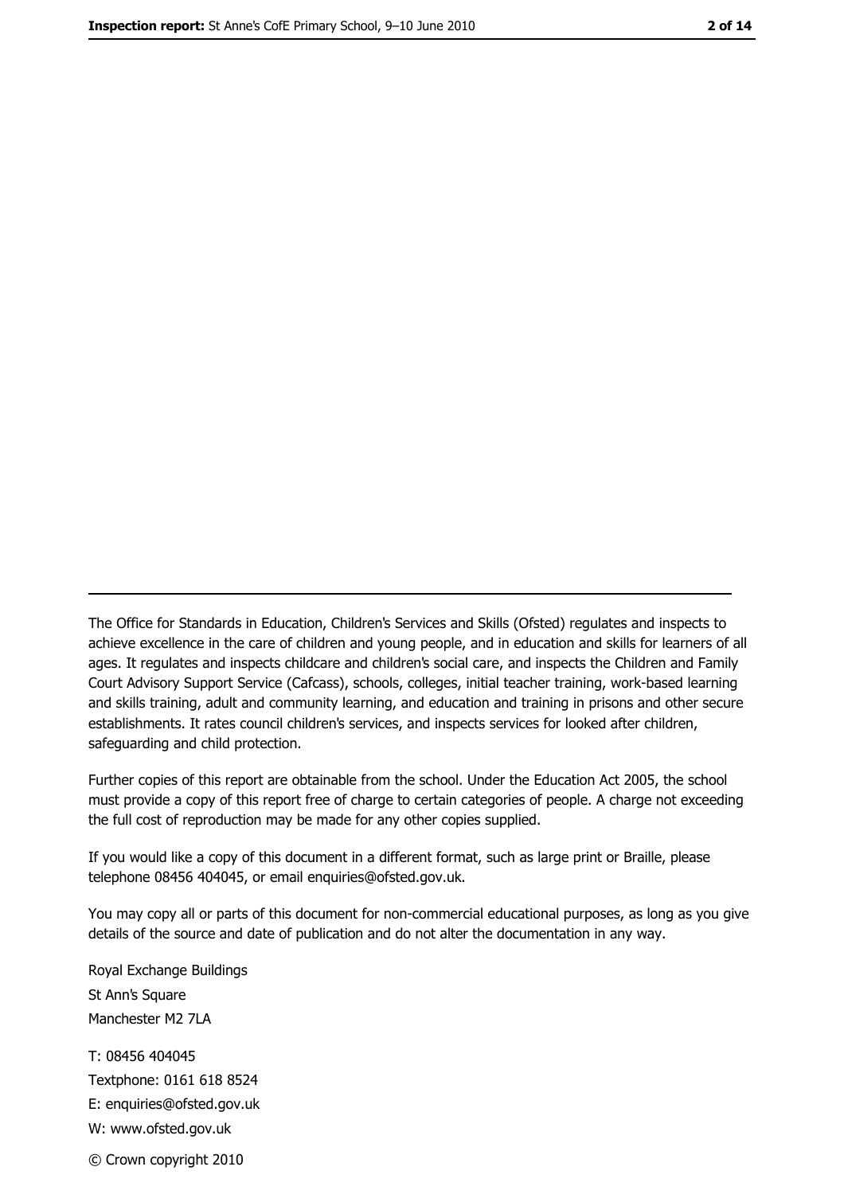---

The Office for Standards in Education, Children's Services and Skills (Ofsted) regulates and inspects to achieve excellence in the care of children and young people, and in education and skills for learners of all ages. It regulates and inspects childcare and children's social care, and inspects the Children and Family Court Advisory Support Service (Cafcass), schools, colleges, initial teacher training, work-based learning and skills training, adult and community learning, and education and training in prisons and other secure establishments. It rates council children's services, and inspects services for looked after children, safeguarding and child protection.

Further copies of this report are obtainable from the school. Under the Education Act 2005, the school must provide a copy of this report free of charge to certain categories of people. A charge not exceeding the full cost of reproduction may be made for any other copies supplied.

If you would like a copy of this document in a different format, such as large print or Braille, please telephone 08456 404045, or email enquiries@ofsted.gov.uk.

You may copy all or parts of this document for non-commercial educational purposes, as long as you give details of the source and date of publication and do not alter the documentation in any way.

Royal Exchange Buildings
St Ann's Square
Manchester M2 7LA

T: 08456 404045
Textphone: 0161 618 8524
E: enquiries@ofsted.gov.uk
W: www.ofsted.gov.uk

© Crown copyright 2010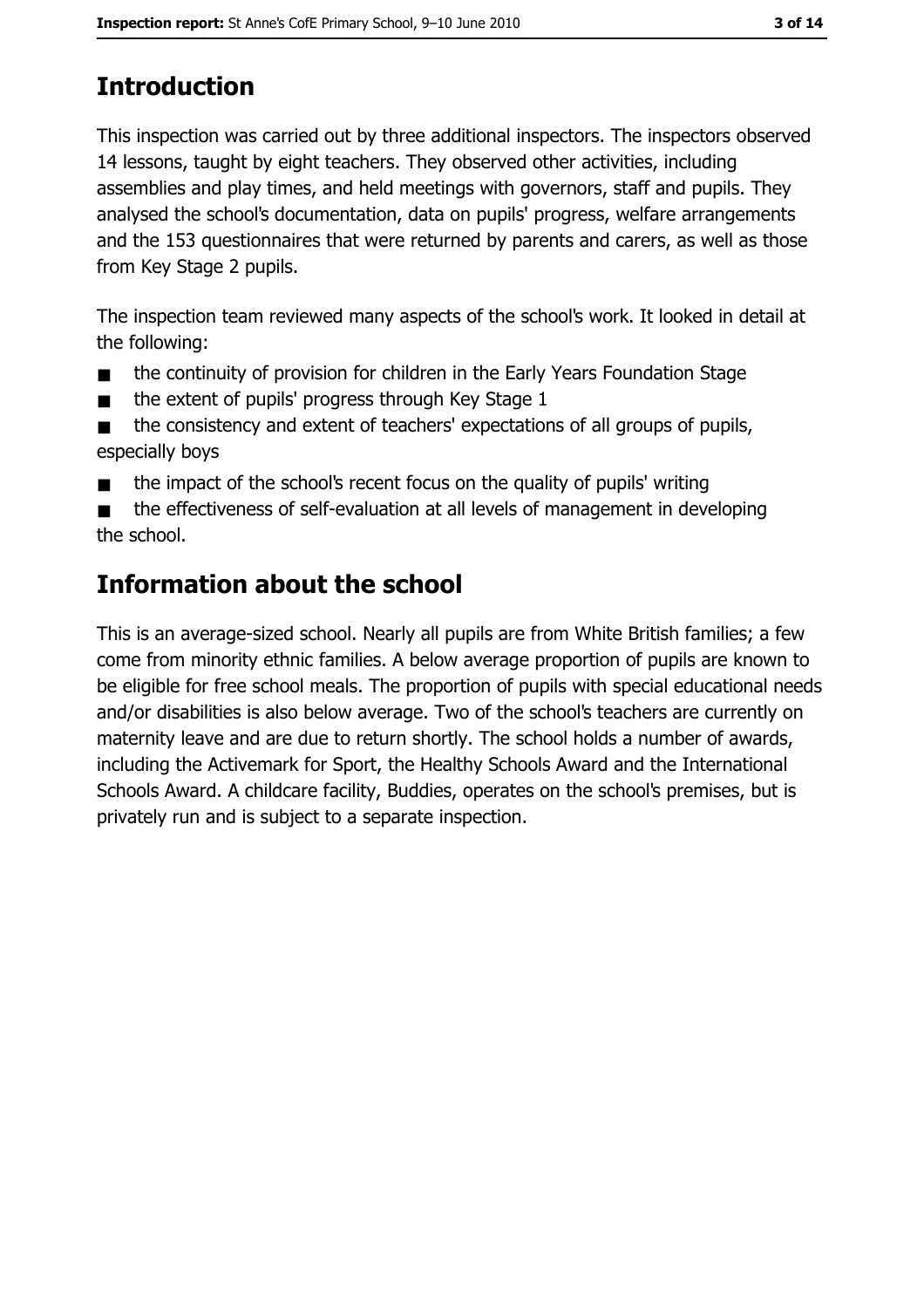## Introduction

This inspection was carried out by three additional inspectors. The inspectors observed 14 lessons, taught by eight teachers. They observed other activities, including assemblies and play times, and held meetings with governors, staff and pupils. They analysed the school's documentation, data on pupils' progress, welfare arrangements and the 153 questionnaires that were returned by parents and carers, as well as those from Key Stage 2 pupils.

The inspection team reviewed many aspects of the school's work. It looked in detail at the following:

- the continuity of provision for children in the Early Years Foundation Stage
- the extent of pupils' progress through Key Stage 1
- the consistency and extent of teachers' expectations of all groups of pupils, especially boys
- the impact of the school's recent focus on the quality of pupils' writing
- the effectiveness of self-evaluation at all levels of management in developing the school.

## Information about the school

This is an average-sized school. Nearly all pupils are from White British families; a few come from minority ethnic families. A below average proportion of pupils are known to be eligible for free school meals. The proportion of pupils with special educational needs and/or disabilities is also below average. Two of the school's teachers are currently on maternity leave and are due to return shortly. The school holds a number of awards, including the Activemark for Sport, the Healthy Schools Award and the International Schools Award. A childcare facility, Buddies, operates on the school's premises, but is privately run and is subject to a separate inspection.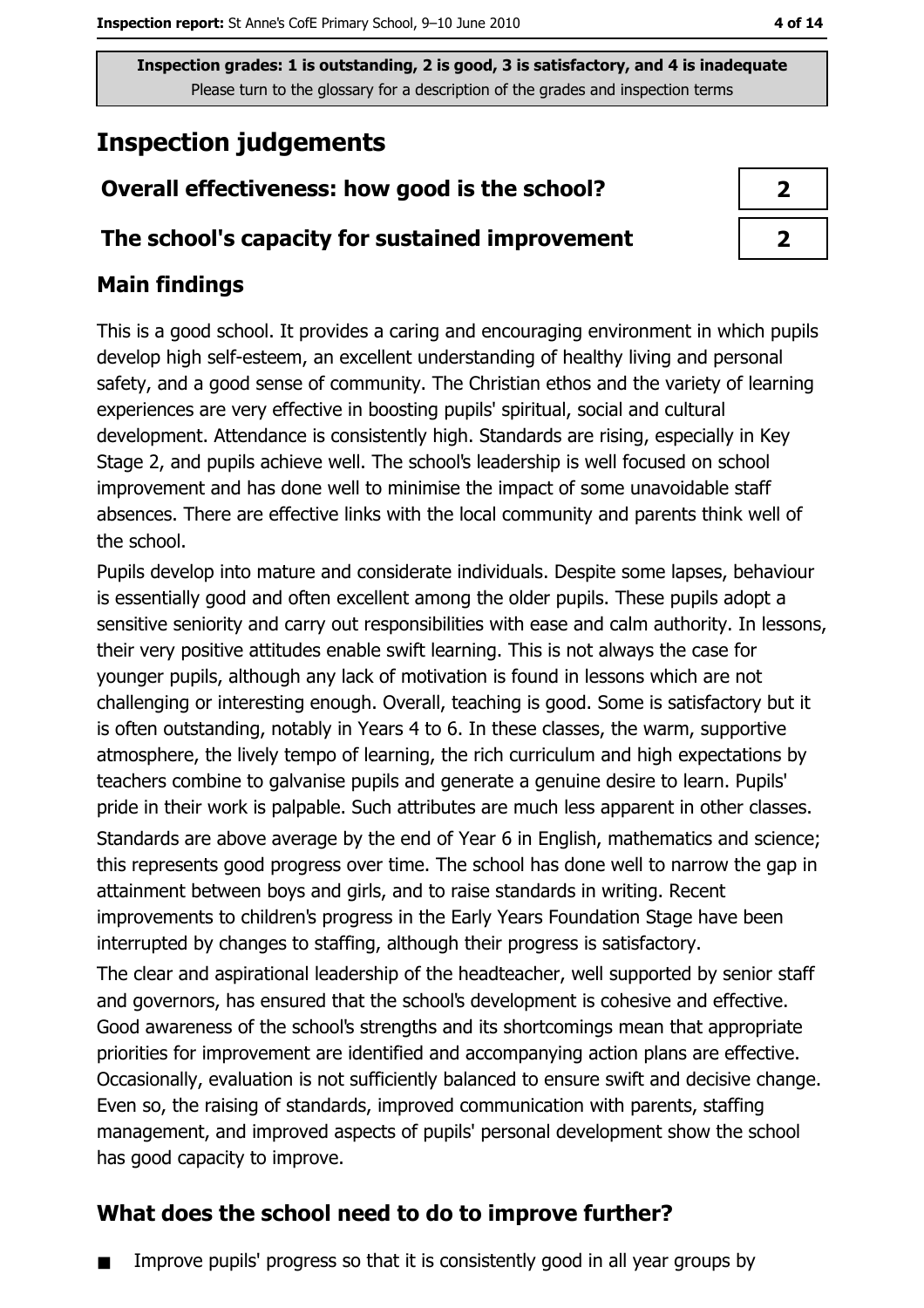Inspection grades: 1 is outstanding, 2 is good, 3 is satisfactory, and 4 is inadequate
Please turn to the glossary for a description of the grades and inspection terms

# Inspection judgements

| | |
|---|---|
| **Overall effectiveness: how good is the school?** | 2 |
| **The school's capacity for sustained improvement** | 2 |

## Main findings

This is a good school. It provides a caring and encouraging environment in which pupils develop high self-esteem, an excellent understanding of healthy living and personal safety, and a good sense of community. The Christian ethos and the variety of learning experiences are very effective in boosting pupils' spiritual, social and cultural development. Attendance is consistently high. Standards are rising, especially in Key Stage 2, and pupils achieve well. The school's leadership is well focused on school improvement and has done well to minimise the impact of some unavoidable staff absences. There are effective links with the local community and parents think well of the school.

Pupils develop into mature and considerate individuals. Despite some lapses, behaviour is essentially good and often excellent among the older pupils. These pupils adopt a sensitive seniority and carry out responsibilities with ease and calm authority. In lessons, their very positive attitudes enable swift learning. This is not always the case for younger pupils, although any lack of motivation is found in lessons which are not challenging or interesting enough. Overall, teaching is good. Some is satisfactory but it is often outstanding, notably in Years 4 to 6. In these classes, the warm, supportive atmosphere, the lively tempo of learning, the rich curriculum and high expectations by teachers combine to galvanise pupils and generate a genuine desire to learn. Pupils' pride in their work is palpable. Such attributes are much less apparent in other classes.

Standards are above average by the end of Year 6 in English, mathematics and science; this represents good progress over time. The school has done well to narrow the gap in attainment between boys and girls, and to raise standards in writing. Recent improvements to children's progress in the Early Years Foundation Stage have been interrupted by changes to staffing, although their progress is satisfactory.

The clear and aspirational leadership of the headteacher, well supported by senior staff and governors, has ensured that the school's development is cohesive and effective. Good awareness of the school's strengths and its shortcomings mean that appropriate priorities for improvement are identified and accompanying action plans are effective. Occasionally, evaluation is not sufficiently balanced to ensure swift and decisive change. Even so, the raising of standards, improved communication with parents, staffing management, and improved aspects of pupils' personal development show the school has good capacity to improve.

## What does the school need to do to improve further?

- Improve pupils' progress so that it is consistently good in all year groups by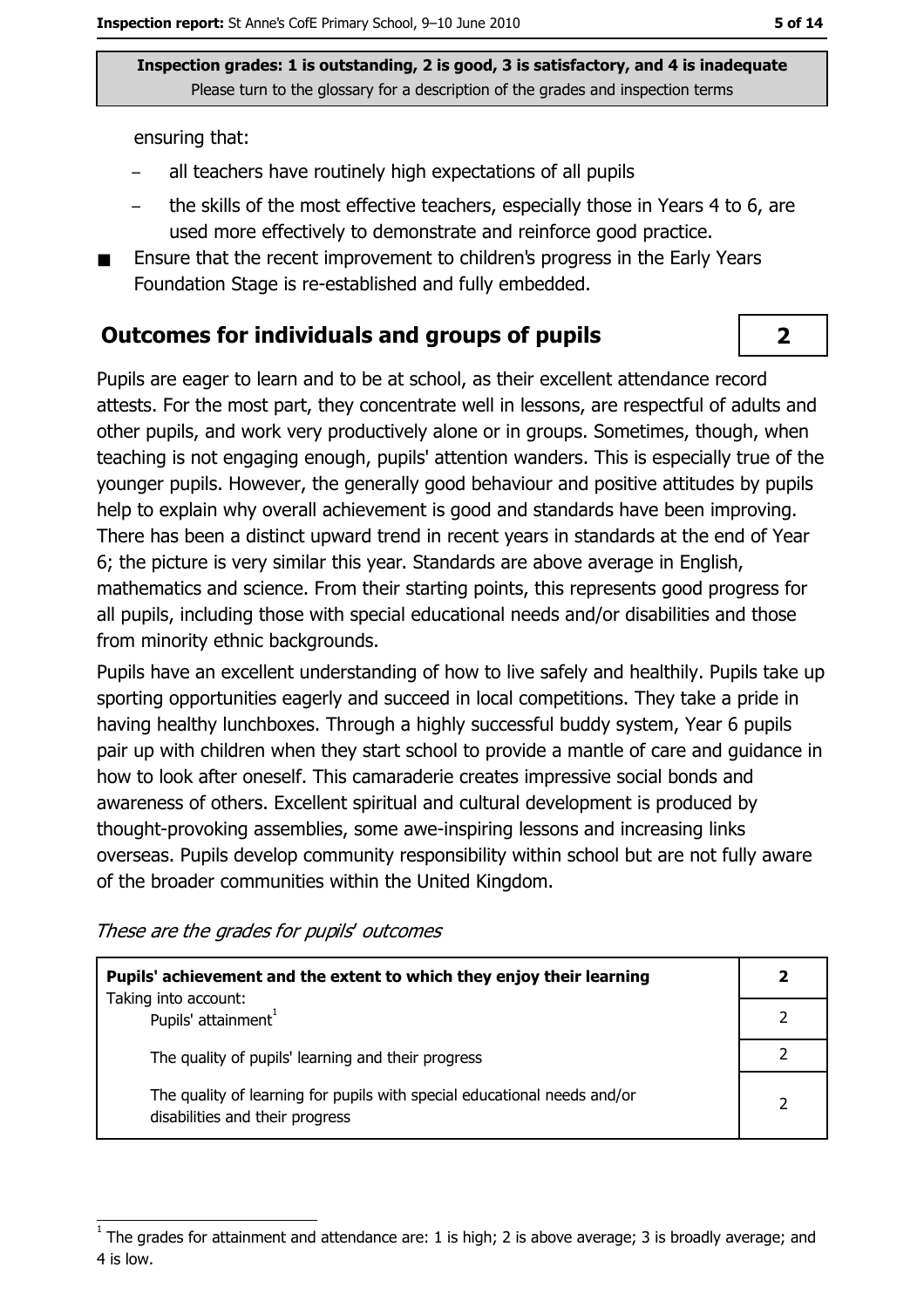**Inspection grades: 1 is outstanding, 2 is good, 3 is satisfactory, and 4 is inadequate**
Please turn to the glossary for a description of the grades and inspection terms

ensuring that:

- all teachers have routinely high expectations of all pupils
- the skills of the most effective teachers, especially those in Years 4 to 6, are used more effectively to demonstrate and reinforce good practice.

- Ensure that the recent improvement to children's progress in the Early Years Foundation Stage is re-established and fully embedded.

## Outcomes for individuals and groups of pupils — 2

Pupils are eager to learn and to be at school, as their excellent attendance record attests. For the most part, they concentrate well in lessons, are respectful of adults and other pupils, and work very productively alone or in groups. Sometimes, though, when teaching is not engaging enough, pupils' attention wanders. This is especially true of the younger pupils. However, the generally good behaviour and positive attitudes by pupils help to explain why overall achievement is good and standards have been improving. There has been a distinct upward trend in recent years in standards at the end of Year 6; the picture is very similar this year. Standards are above average in English, mathematics and science. From their starting points, this represents good progress for all pupils, including those with special educational needs and/or disabilities and those from minority ethnic backgrounds.

Pupils have an excellent understanding of how to live safely and healthily. Pupils take up sporting opportunities eagerly and succeed in local competitions. They take a pride in having healthy lunchboxes. Through a highly successful buddy system, Year 6 pupils pair up with children when they start school to provide a mantle of care and guidance in how to look after oneself. This camaraderie creates impressive social bonds and awareness of others. Excellent spiritual and cultural development is produced by thought-provoking assemblies, some awe-inspiring lessons and increasing links overseas. Pupils develop community responsibility within school but are not fully aware of the broader communities within the United Kingdom.

*These are the grades for pupils' outcomes*

| Pupils' achievement and the extent to which they enjoy their learning | 2 |
|---|---|
| Taking into account: Pupils' attainment[1] | 2 |
| The quality of pupils' learning and their progress | 2 |
| The quality of learning for pupils with special educational needs and/or disabilities and their progress | 2 |

[1] The grades for attainment and attendance are: 1 is high; 2 is above average; 3 is broadly average; and 4 is low.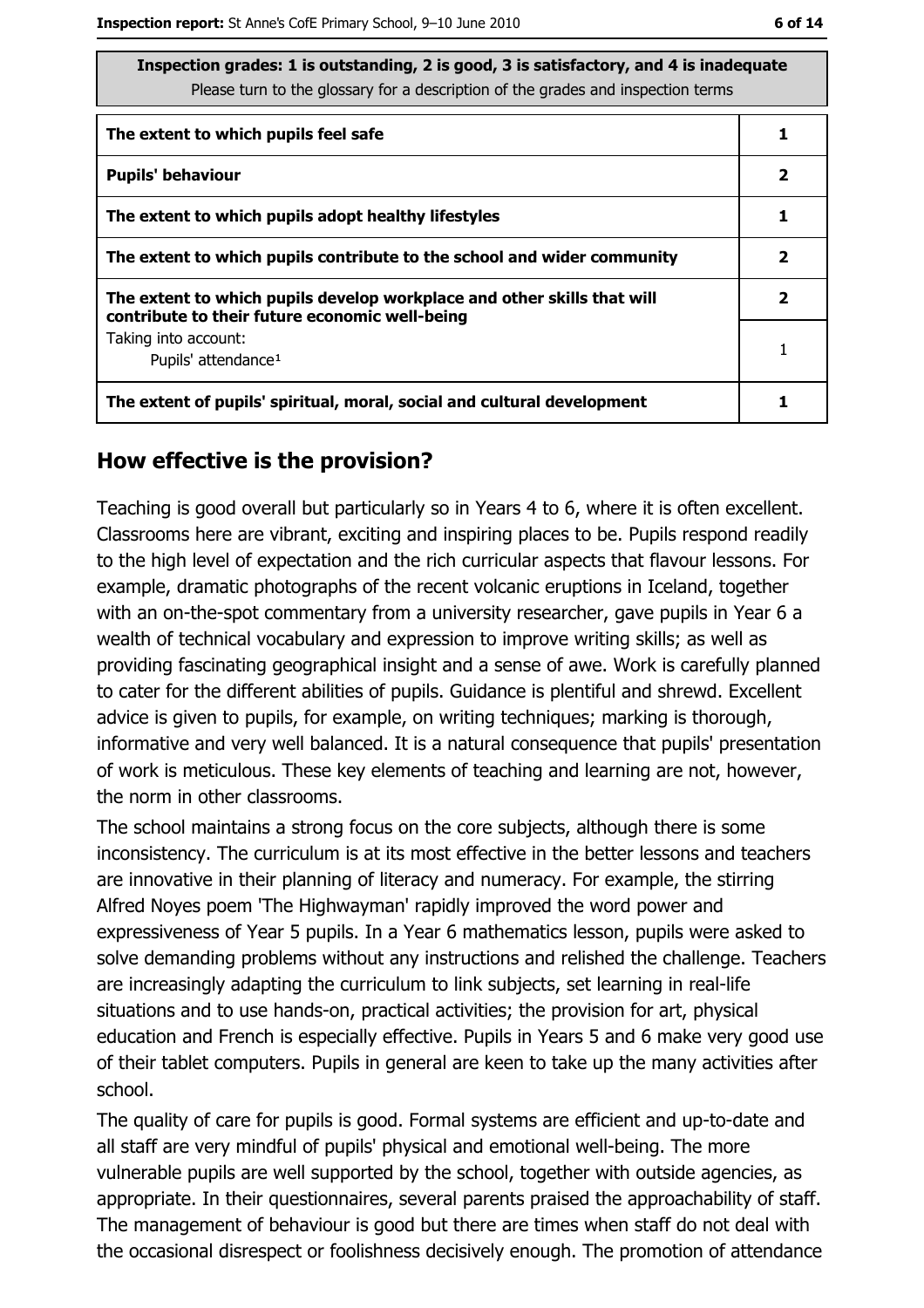Inspection grades: 1 is outstanding, 2 is good, 3 is satisfactory, and 4 is inadequate
Please turn to the glossary for a description of the grades and inspection terms

| | |
|---|---|
| **The extent to which pupils feel safe** | **1** |
| **Pupils' behaviour** | **2** |
| **The extent to which pupils adopt healthy lifestyles** | **1** |
| **The extent to which pupils contribute to the school and wider community** | **2** |
| **The extent to which pupils develop workplace and other skills that will contribute to their future economic well-being** | **2** |
| Taking into account: Pupils' attendance[1] | 1 |
| **The extent of pupils' spiritual, moral, social and cultural development** | **1** |

## How effective is the provision?

Teaching is good overall but particularly so in Years 4 to 6, where it is often excellent. Classrooms here are vibrant, exciting and inspiring places to be. Pupils respond readily to the high level of expectation and the rich curricular aspects that flavour lessons. For example, dramatic photographs of the recent volcanic eruptions in Iceland, together with an on-the-spot commentary from a university researcher, gave pupils in Year 6 a wealth of technical vocabulary and expression to improve writing skills; as well as providing fascinating geographical insight and a sense of awe. Work is carefully planned to cater for the different abilities of pupils. Guidance is plentiful and shrewd. Excellent advice is given to pupils, for example, on writing techniques; marking is thorough, informative and very well balanced. It is a natural consequence that pupils' presentation of work is meticulous. These key elements of teaching and learning are not, however, the norm in other classrooms.

The school maintains a strong focus on the core subjects, although there is some inconsistency. The curriculum is at its most effective in the better lessons and teachers are innovative in their planning of literacy and numeracy. For example, the stirring Alfred Noyes poem 'The Highwayman' rapidly improved the word power and expressiveness of Year 5 pupils. In a Year 6 mathematics lesson, pupils were asked to solve demanding problems without any instructions and relished the challenge. Teachers are increasingly adapting the curriculum to link subjects, set learning in real-life situations and to use hands-on, practical activities; the provision for art, physical education and French is especially effective. Pupils in Years 5 and 6 make very good use of their tablet computers. Pupils in general are keen to take up the many activities after school.

The quality of care for pupils is good. Formal systems are efficient and up-to-date and all staff are very mindful of pupils' physical and emotional well-being. The more vulnerable pupils are well supported by the school, together with outside agencies, as appropriate. In their questionnaires, several parents praised the approachability of staff. The management of behaviour is good but there are times when staff do not deal with the occasional disrespect or foolishness decisively enough. The promotion of attendance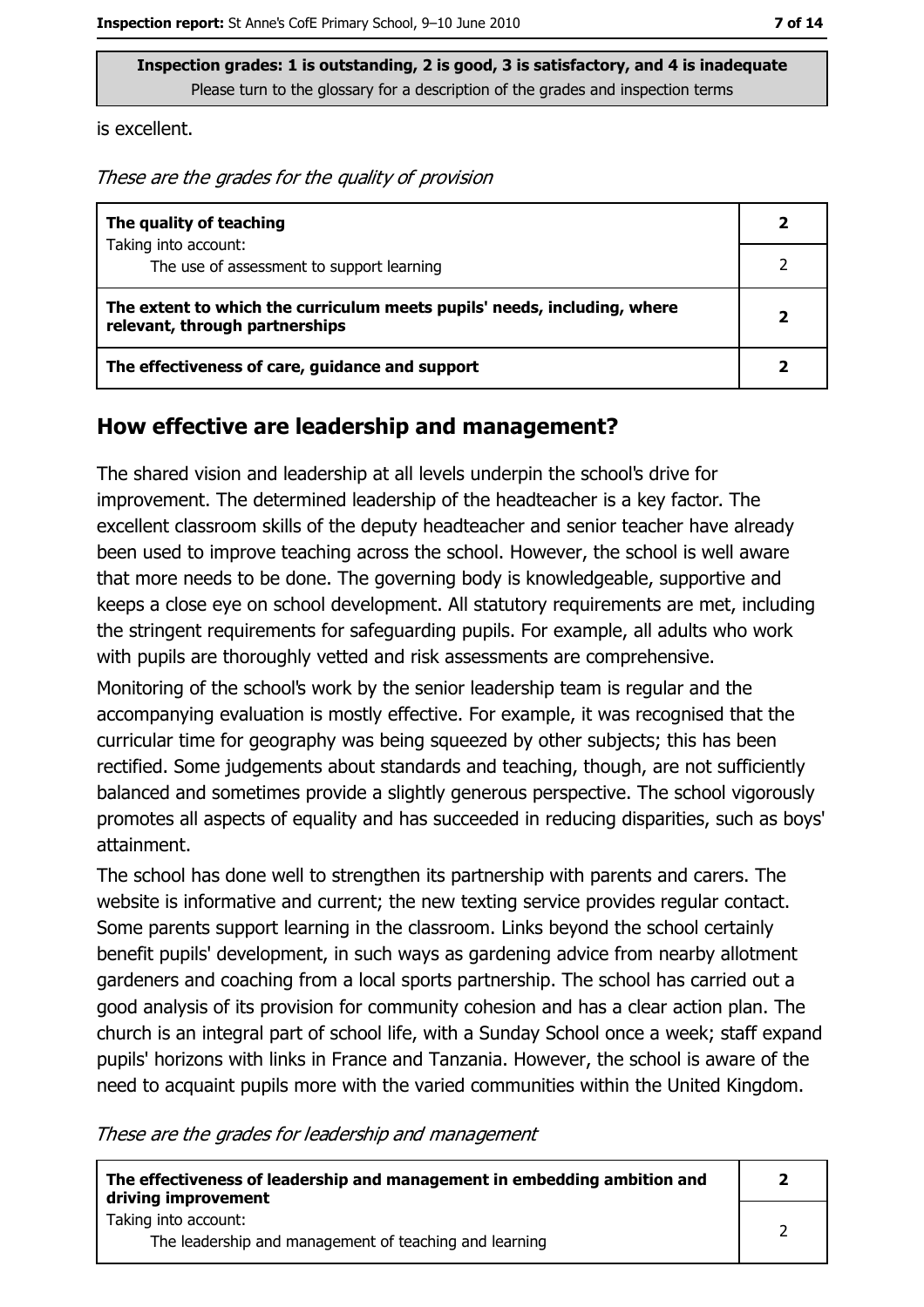**Inspection grades: 1 is outstanding, 2 is good, 3 is satisfactory, and 4 is inadequate**
Please turn to the glossary for a description of the grades and inspection terms

is excellent.

*These are the grades for the quality of provision*

| | |
|---|---|
| **The quality of teaching** | **2** |
| Taking into account: The use of assessment to support learning | 2 |
| **The extent to which the curriculum meets pupils' needs, including, where relevant, through partnerships** | **2** |
| **The effectiveness of care, guidance and support** | **2** |

## How effective are leadership and management?

The shared vision and leadership at all levels underpin the school's drive for improvement. The determined leadership of the headteacher is a key factor. The excellent classroom skills of the deputy headteacher and senior teacher have already been used to improve teaching across the school. However, the school is well aware that more needs to be done. The governing body is knowledgeable, supportive and keeps a close eye on school development. All statutory requirements are met, including the stringent requirements for safeguarding pupils. For example, all adults who work with pupils are thoroughly vetted and risk assessments are comprehensive.

Monitoring of the school's work by the senior leadership team is regular and the accompanying evaluation is mostly effective. For example, it was recognised that the curricular time for geography was being squeezed by other subjects; this has been rectified. Some judgements about standards and teaching, though, are not sufficiently balanced and sometimes provide a slightly generous perspective. The school vigorously promotes all aspects of equality and has succeeded in reducing disparities, such as boys' attainment.

The school has done well to strengthen its partnership with parents and carers. The website is informative and current; the new texting service provides regular contact. Some parents support learning in the classroom. Links beyond the school certainly benefit pupils' development, in such ways as gardening advice from nearby allotment gardeners and coaching from a local sports partnership. The school has carried out a good analysis of its provision for community cohesion and has a clear action plan. The church is an integral part of school life, with a Sunday School once a week; staff expand pupils' horizons with links in France and Tanzania. However, the school is aware of the need to acquaint pupils more with the varied communities within the United Kingdom.

*These are the grades for leadership and management*

| | |
|---|---|
| **The effectiveness of leadership and management in embedding ambition and driving improvement** | **2** |
| Taking into account: The leadership and management of teaching and learning | 2 |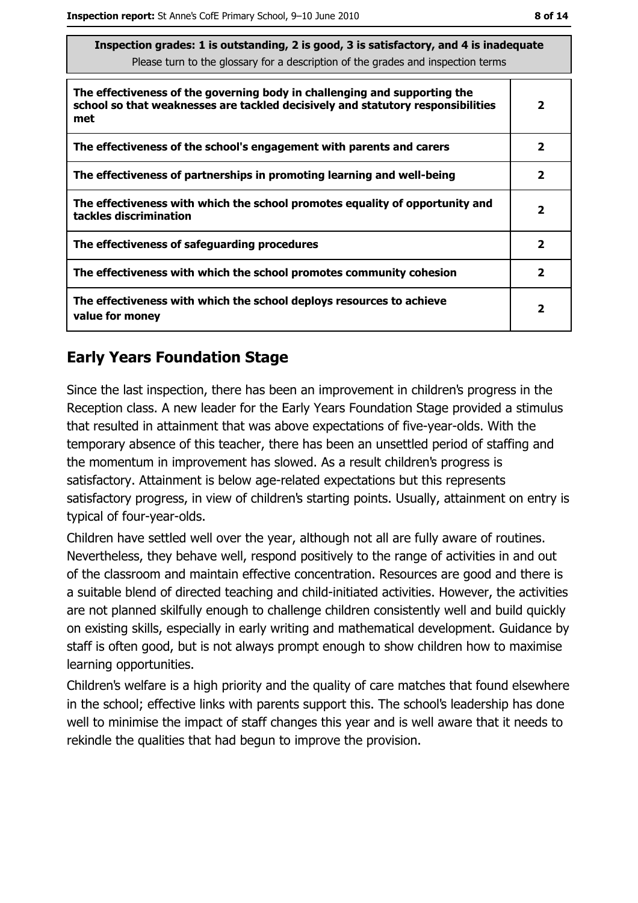| Inspection grades: 1 is outstanding, 2 is good, 3 is satisfactory, and 4 is inadequate<br>Please turn to the glossary for a description of the grades and inspection terms | |
|---|---|
| **The effectiveness of the governing body in challenging and supporting the school so that weaknesses are tackled decisively and statutory responsibilities met** | **2** |
| **The effectiveness of the school's engagement with parents and carers** | **2** |
| **The effectiveness of partnerships in promoting learning and well-being** | **2** |
| **The effectiveness with which the school promotes equality of opportunity and tackles discrimination** | **2** |
| **The effectiveness of safeguarding procedures** | **2** |
| **The effectiveness with which the school promotes community cohesion** | **2** |
| **The effectiveness with which the school deploys resources to achieve value for money** | **2** |

## Early Years Foundation Stage

Since the last inspection, there has been an improvement in children's progress in the Reception class. A new leader for the Early Years Foundation Stage provided a stimulus that resulted in attainment that was above expectations of five-year-olds. With the temporary absence of this teacher, there has been an unsettled period of staffing and the momentum in improvement has slowed. As a result children's progress is satisfactory. Attainment is below age-related expectations but this represents satisfactory progress, in view of children's starting points. Usually, attainment on entry is typical of four-year-olds.

Children have settled well over the year, although not all are fully aware of routines. Nevertheless, they behave well, respond positively to the range of activities in and out of the classroom and maintain effective concentration. Resources are good and there is a suitable blend of directed teaching and child-initiated activities. However, the activities are not planned skilfully enough to challenge children consistently well and build quickly on existing skills, especially in early writing and mathematical development. Guidance by staff is often good, but is not always prompt enough to show children how to maximise learning opportunities.

Children's welfare is a high priority and the quality of care matches that found elsewhere in the school; effective links with parents support this. The school's leadership has done well to minimise the impact of staff changes this year and is well aware that it needs to rekindle the qualities that had begun to improve the provision.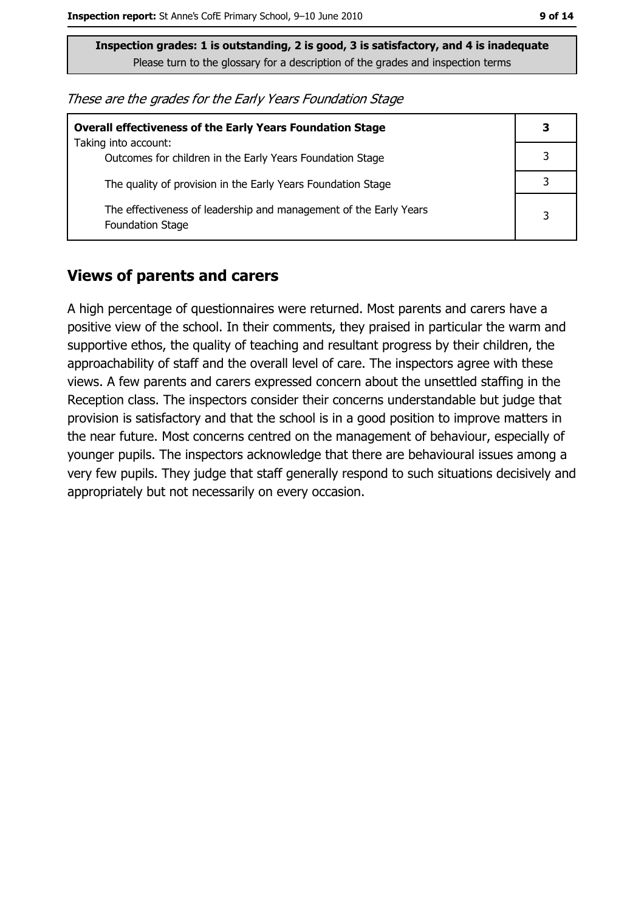**Inspection grades: 1 is outstanding, 2 is good, 3 is satisfactory, and 4 is inadequate**
Please turn to the glossary for a description of the grades and inspection terms

*These are the grades for the Early Years Foundation Stage*

| | |
|---|---|
| **Overall effectiveness of the Early Years Foundation Stage**<br>Taking into account: | **3** |
| Outcomes for children in the Early Years Foundation Stage | 3 |
| The quality of provision in the Early Years Foundation Stage | 3 |
| The effectiveness of leadership and management of the Early Years Foundation Stage | 3 |

## Views of parents and carers

A high percentage of questionnaires were returned. Most parents and carers have a positive view of the school. In their comments, they praised in particular the warm and supportive ethos, the quality of teaching and resultant progress by their children, the approachability of staff and the overall level of care. The inspectors agree with these views. A few parents and carers expressed concern about the unsettled staffing in the Reception class. The inspectors consider their concerns understandable but judge that provision is satisfactory and that the school is in a good position to improve matters in the near future. Most concerns centred on the management of behaviour, especially of younger pupils. The inspectors acknowledge that there are behavioural issues among a very few pupils. They judge that staff generally respond to such situations decisively and appropriately but not necessarily on every occasion.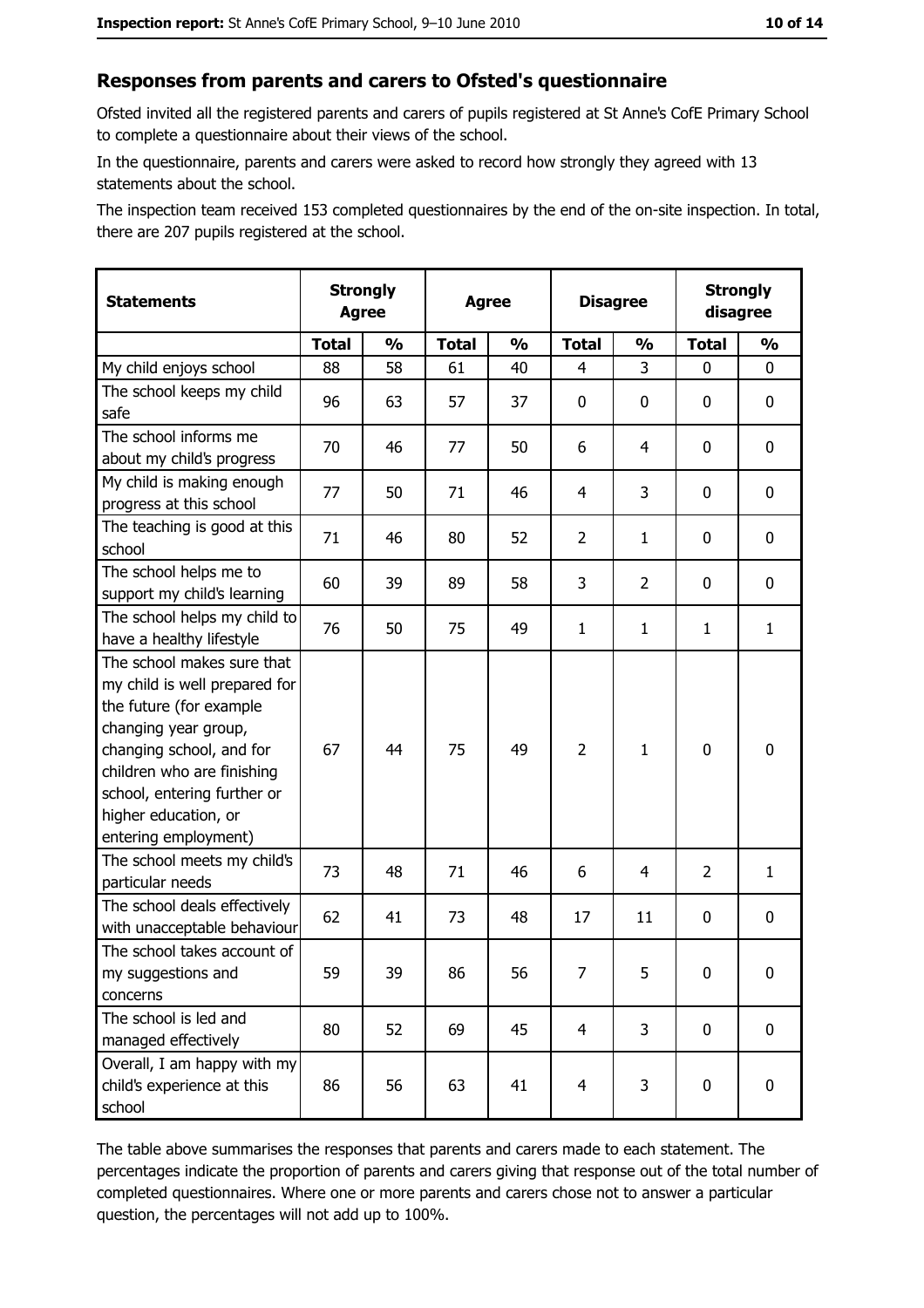## Responses from parents and carers to Ofsted's questionnaire

Ofsted invited all the registered parents and carers of pupils registered at St Anne's CofE Primary School to complete a questionnaire about their views of the school.

In the questionnaire, parents and carers were asked to record how strongly they agreed with 13 statements about the school.

The inspection team received 153 completed questionnaires by the end of the on-site inspection. In total, there are 207 pupils registered at the school.

| Statements | Strongly Agree | | Agree | | Disagree | | Strongly disagree | |
|---|---|---|---|---|---|---|---|---|
| | Total | % | Total | % | Total | % | Total | % |
| My child enjoys school | 88 | 58 | 61 | 40 | 4 | 3 | 0 | 0 |
| The school keeps my child safe | 96 | 63 | 57 | 37 | 0 | 0 | 0 | 0 |
| The school informs me about my child's progress | 70 | 46 | 77 | 50 | 6 | 4 | 0 | 0 |
| My child is making enough progress at this school | 77 | 50 | 71 | 46 | 4 | 3 | 0 | 0 |
| The teaching is good at this school | 71 | 46 | 80 | 52 | 2 | 1 | 0 | 0 |
| The school helps me to support my child's learning | 60 | 39 | 89 | 58 | 3 | 2 | 0 | 0 |
| The school helps my child to have a healthy lifestyle | 76 | 50 | 75 | 49 | 1 | 1 | 1 | 1 |
| The school makes sure that my child is well prepared for the future (for example changing year group, changing school, and for children who are finishing school, entering further or higher education, or entering employment) | 67 | 44 | 75 | 49 | 2 | 1 | 0 | 0 |
| The school meets my child's particular needs | 73 | 48 | 71 | 46 | 6 | 4 | 2 | 1 |
| The school deals effectively with unacceptable behaviour | 62 | 41 | 73 | 48 | 17 | 11 | 0 | 0 |
| The school takes account of my suggestions and concerns | 59 | 39 | 86 | 56 | 7 | 5 | 0 | 0 |
| The school is led and managed effectively | 80 | 52 | 69 | 45 | 4 | 3 | 0 | 0 |
| Overall, I am happy with my child's experience at this school | 86 | 56 | 63 | 41 | 4 | 3 | 0 | 0 |

The table above summarises the responses that parents and carers made to each statement. The percentages indicate the proportion of parents and carers giving that response out of the total number of completed questionnaires. Where one or more parents and carers chose not to answer a particular question, the percentages will not add up to 100%.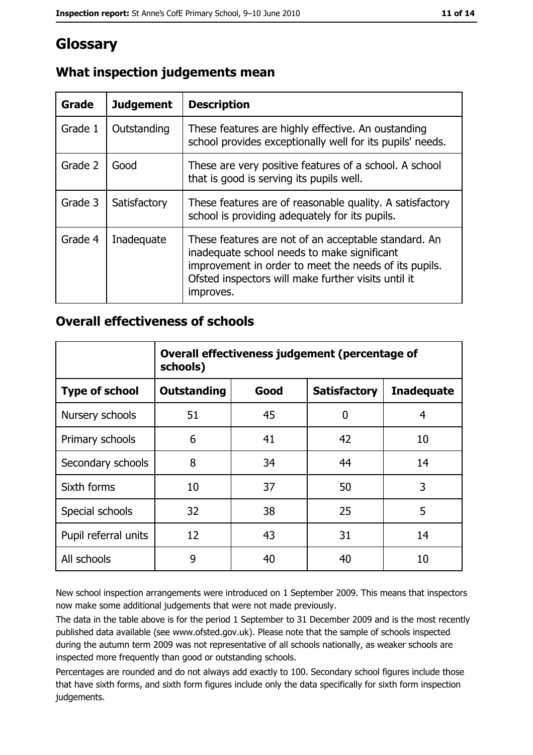# Glossary

## What inspection judgements mean

| Grade | Judgement | Description |
| --- | --- | --- |
| Grade 1 | Outstanding | These features are highly effective. An oustanding school provides exceptionally well for its pupils' needs. |
| Grade 2 | Good | These are very positive features of a school. A school that is good is serving its pupils well. |
| Grade 3 | Satisfactory | These features are of reasonable quality. A satisfactory school is providing adequately for its pupils. |
| Grade 4 | Inadequate | These features are not of an acceptable standard. An inadequate school needs to make significant improvement in order to meet the needs of its pupils. Ofsted inspectors will make further visits until it improves. |

## Overall effectiveness of schools

| | Overall effectiveness judgement (percentage of schools) | | | |
| --- | --- | --- | --- | --- |
| **Type of school** | **Outstanding** | **Good** | **Satisfactory** | **Inadequate** |
| Nursery schools | 51 | 45 | 0 | 4 |
| Primary schools | 6 | 41 | 42 | 10 |
| Secondary schools | 8 | 34 | 44 | 14 |
| Sixth forms | 10 | 37 | 50 | 3 |
| Special schools | 32 | 38 | 25 | 5 |
| Pupil referral units | 12 | 43 | 31 | 14 |
| All schools | 9 | 40 | 40 | 10 |

New school inspection arrangements were introduced on 1 September 2009. This means that inspectors now make some additional judgements that were not made previously.

The data in the table above is for the period 1 September to 31 December 2009 and is the most recently published data available (see www.ofsted.gov.uk). Please note that the sample of schools inspected during the autumn term 2009 was not representative of all schools nationally, as weaker schools are inspected more frequently than good or outstanding schools.

Percentages are rounded and do not always add exactly to 100. Secondary school figures include those that have sixth forms, and sixth form figures include only the data specifically for sixth form inspection judgements.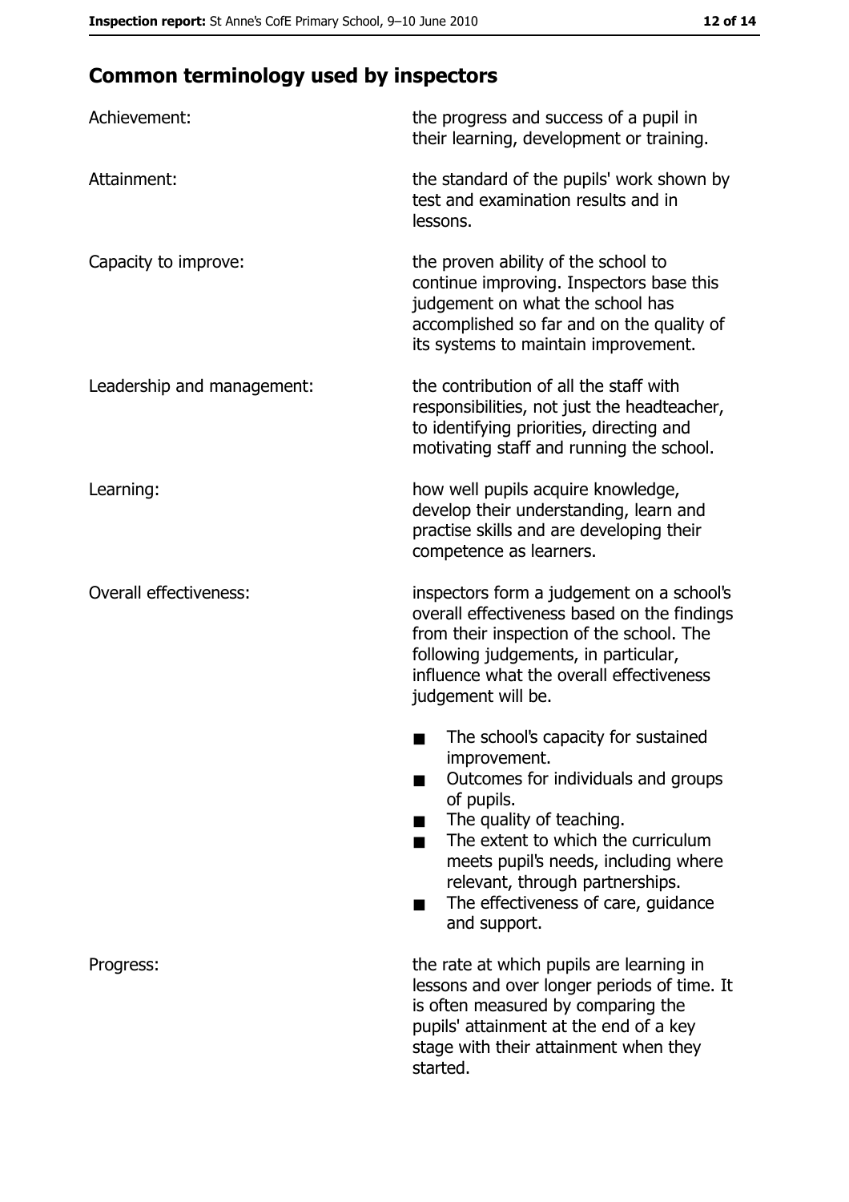## Common terminology used by inspectors

| | |
|---|---|
| Achievement: | the progress and success of a pupil in their learning, development or training. |
| Attainment: | the standard of the pupils' work shown by test and examination results and in lessons. |
| Capacity to improve: | the proven ability of the school to continue improving. Inspectors base this judgement on what the school has accomplished so far and on the quality of its systems to maintain improvement. |
| Leadership and management: | the contribution of all the staff with responsibilities, not just the headteacher, to identifying priorities, directing and motivating staff and running the school. |
| Learning: | how well pupils acquire knowledge, develop their understanding, learn and practise skills and are developing their competence as learners. |
| Overall effectiveness: | inspectors form a judgement on a school's overall effectiveness based on the findings from their inspection of the school. The following judgements, in particular, influence what the overall effectiveness judgement will be.<br>■ The school's capacity for sustained improvement.<br>■ Outcomes for individuals and groups of pupils.<br>■ The quality of teaching.<br>■ The extent to which the curriculum meets pupil's needs, including where relevant, through partnerships.<br>■ The effectiveness of care, guidance and support. |
| Progress: | the rate at which pupils are learning in lessons and over longer periods of time. It is often measured by comparing the pupils' attainment at the end of a key stage with their attainment when they started. |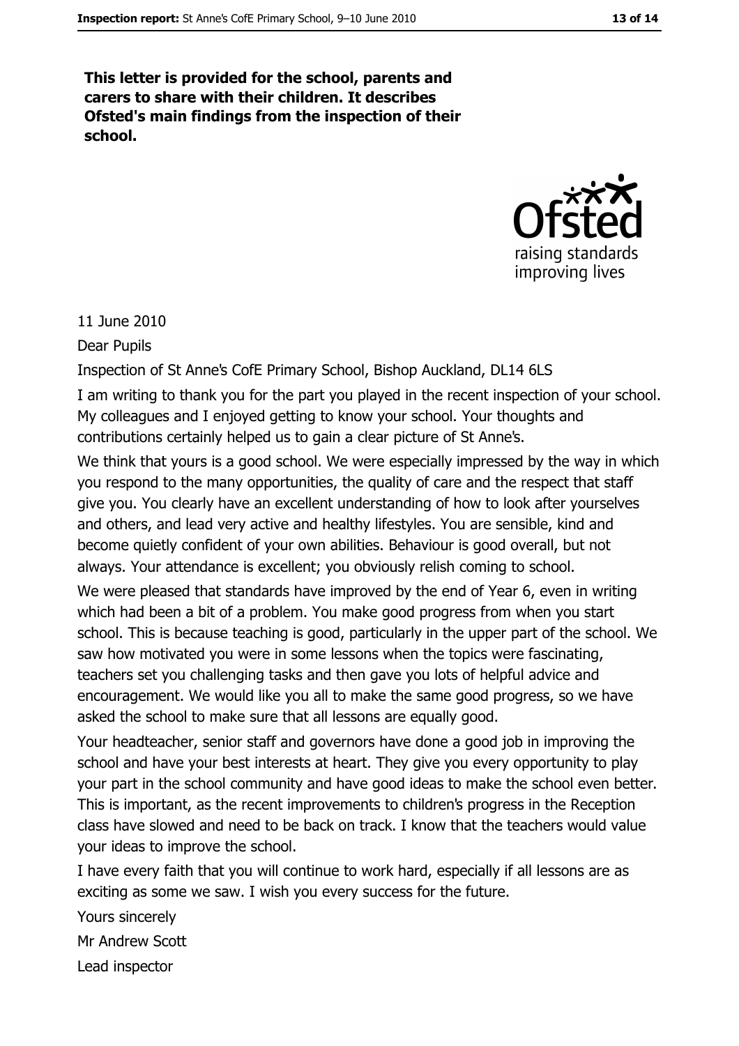**This letter is provided for the school, parents and carers to share with their children. It describes Ofsted's main findings from the inspection of their school.**

11 June 2010

Dear Pupils

Inspection of St Anne's CofE Primary School, Bishop Auckland, DL14 6LS

I am writing to thank you for the part you played in the recent inspection of your school. My colleagues and I enjoyed getting to know your school. Your thoughts and contributions certainly helped us to gain a clear picture of St Anne's.

We think that yours is a good school. We were especially impressed by the way in which you respond to the many opportunities, the quality of care and the respect that staff give you. You clearly have an excellent understanding of how to look after yourselves and others, and lead very active and healthy lifestyles. You are sensible, kind and become quietly confident of your own abilities. Behaviour is good overall, but not always. Your attendance is excellent; you obviously relish coming to school.

We were pleased that standards have improved by the end of Year 6, even in writing which had been a bit of a problem. You make good progress from when you start school. This is because teaching is good, particularly in the upper part of the school. We saw how motivated you were in some lessons when the topics were fascinating, teachers set you challenging tasks and then gave you lots of helpful advice and encouragement. We would like you all to make the same good progress, so we have asked the school to make sure that all lessons are equally good.

Your headteacher, senior staff and governors have done a good job in improving the school and have your best interests at heart. They give you every opportunity to play your part in the school community and have good ideas to make the school even better. This is important, as the recent improvements to children's progress in the Reception class have slowed and need to be back on track. I know that the teachers would value your ideas to improve the school.

I have every faith that you will continue to work hard, especially if all lessons are as exciting as some we saw. I wish you every success for the future.

Yours sincerely

Mr Andrew Scott

Lead inspector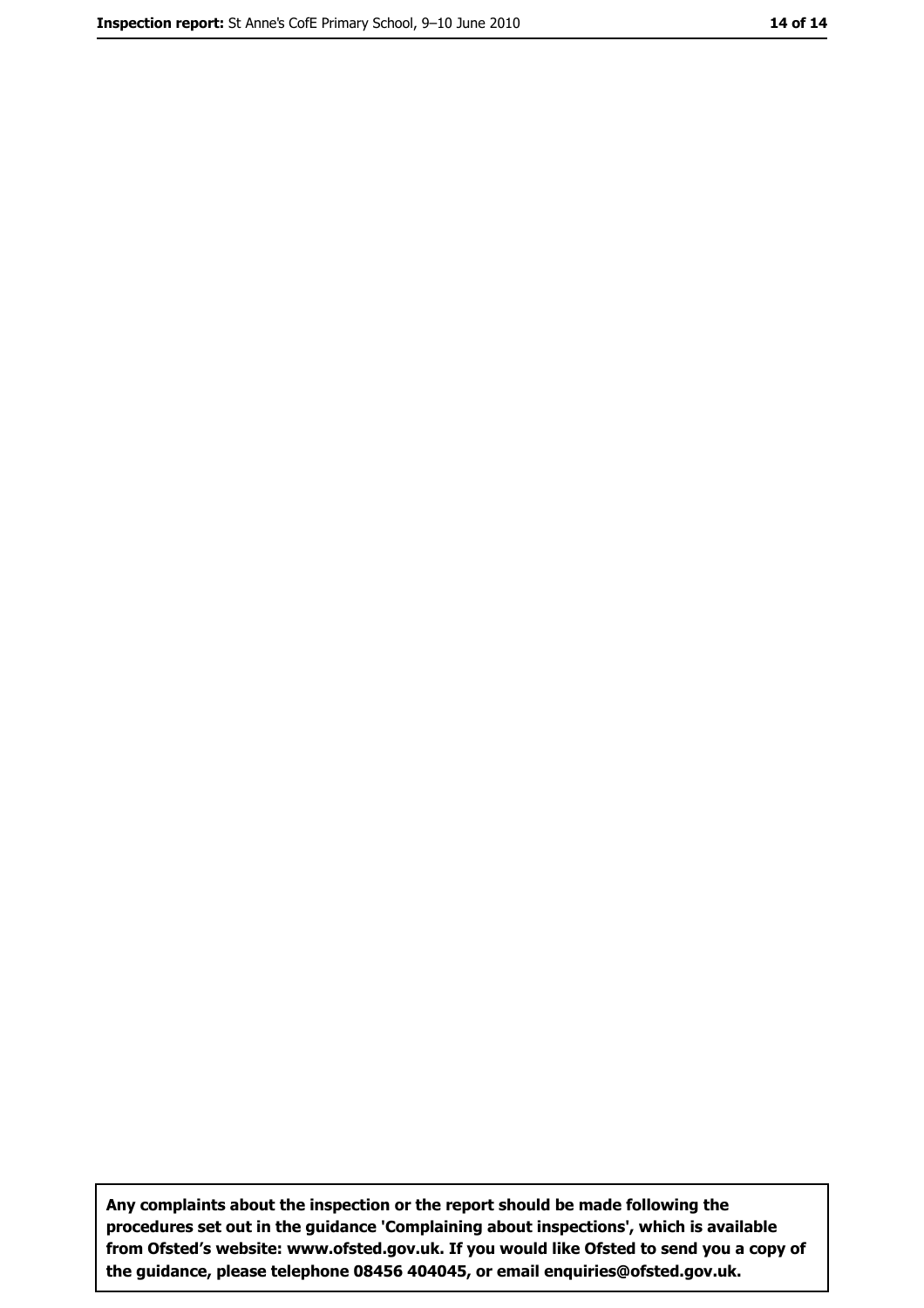**Any complaints about the inspection or the report should be made following the procedures set out in the guidance 'Complaining about inspections', which is available from Ofsted's website: www.ofsted.gov.uk. If you would like Ofsted to send you a copy of the guidance, please telephone 08456 404045, or email enquiries@ofsted.gov.uk.**